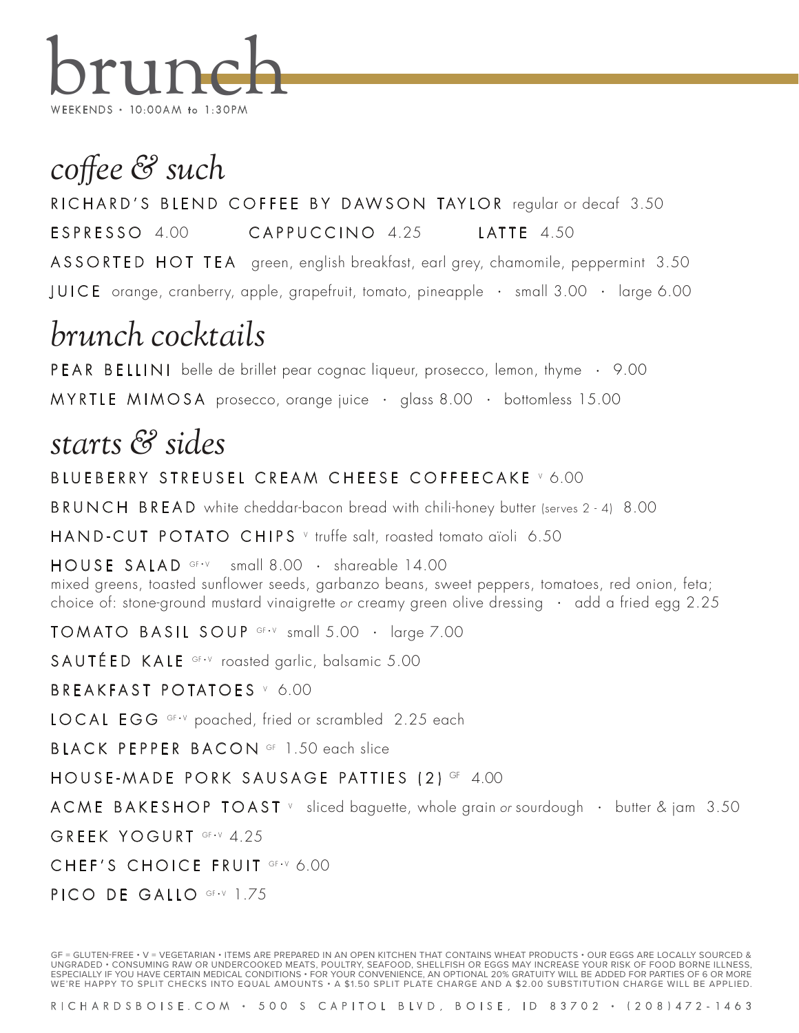# brunch

WEEKENDS • 10:00AM to 1:30PM

## *coffee & such*

RICHARD'S BLEND COFFEE BY DAWSON TAYLOR regular or decaf 3.50

ESPRESSO 4.00 CAPPUCCINO 4.25 LATTE 4.50

ASSORTED HOT TEA green, english breakfast, earl grey, chamomile, peppermint 3.50

JUICE orange, cranberry, apple, grapefruit, tomato, pineapple • small 3.00 • large 6.00

## *brunch cocktails*

PEAR BELLINI belle de brillet pear cognac liqueur, prosecco, lemon, thyme • 9.00

MYRTLE MIMOSA prosecco, orange juice • glass 8.00 • bottomless 15.00

## *starts & sides*

BLUEBERRY STREUSEL CREAM CHEESE COFFEECAKE V 6.00

BRUNCH BREAD white cheddar-bacon bread with chili-honey butter (serves 2 - 4) 8.00

HAND-CUT POTATO CHIPS V truffe salt, roasted tomato aïoli 6.50

HOUSE SALAD GF • V small 8.00 • shareable 14.00
mixed greens, toasted sunflower seeds, garbanzo beans, sweet peppers, tomatoes, red onion, feta; choice of: stone-ground mustard vinaigrette *or* creamy green olive dressing • add a fried egg 2.25

TOMATO BASIL SOUP GF • V small 5.00 • large 7.00

SAUTÉED KALE GF • V roasted garlic, balsamic 5.00

BREAKFAST POTATOES V 6.00

LOCAL EGG GF • V poached, fried or scrambled 2.25 each

BLACK PEPPER BACON GF 1.50 each slice

HOUSE-MADE PORK SAUSAGE PATTIES (2) GF 4.00

ACME BAKESHOP TOAST V sliced baguette, whole grain *or* sourdough • butter & jam 3.50

GREEK YOGURT GF • V 4.25

CHEF'S CHOICE FRUIT GF • V 6.00

PICO DE GALLO GF • V 1.75

GF = GLUTEN-FREE • V = VEGETARIAN • ITEMS ARE PREPARED IN AN OPEN KITCHEN THAT CONTAINS WHEAT PRODUCTS • OUR EGGS ARE LOCALLY SOURCED & UNGRADED • CONSUMING RAW OR UNDERCOOKED MEATS, POULTRY, SEAFOOD, SHELLFISH OR EGGS MAY INCREASE YOUR RISK OF FOOD BORNE ILLNESS, ESPECIALLY IF YOU HAVE CERTAIN MEDICAL CONDITIONS • FOR YOUR CONVENIENCE, AN OPTIONAL 20% GRATUITY WILL BE ADDED FOR PARTIES OF 6 OR MORE WE'RE HAPPY TO SPLIT CHECKS INTO EQUAL AMOUNTS • A $1.50 SPLIT PLATE CHARGE AND A $2.00 SUBSTITUTION CHARGE WILL BE APPLIED.

RICHARDSBOISE.COM • 500 S CAPITOL BLVD, BOISE, ID 83702 • (208)472-1463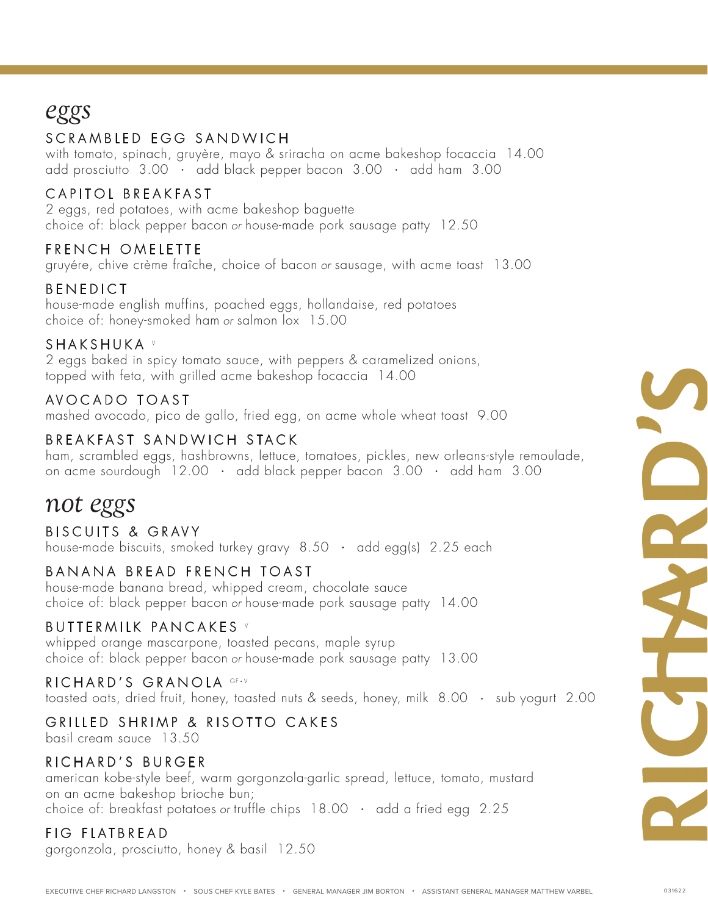## *eggs*

### SCRAMBLED EGG SANDWICH

with tomato, spinach, gruyère, mayo & sriracha on acme bakeshop focaccia 14.00
add prosciutto 3.00 · add black pepper bacon 3.00 · add ham 3.00

### CAPITOL BREAKFAST

2 eggs, red potatoes, with acme bakeshop baguette
choice of: black pepper bacon *or* house-made pork sausage patty 12.50

### FRENCH OMELETTE

gruyére, chive crème fraîche, choice of bacon *or* sausage, with acme toast 13.00

### BENEDICT

house-made english muffins, poached eggs, hollandaise, red potatoes
choice of: honey-smoked ham *or* salmon lox 15.00

### SHAKSHUKA V

2 eggs baked in spicy tomato sauce, with peppers & caramelized onions,
topped with feta, with grilled acme bakeshop focaccia 14.00

### AVOCADO TOAST

mashed avocado, pico de gallo, fried egg, on acme whole wheat toast 9.00

### BREAKFAST SANDWICH STACK

ham, scrambled eggs, hashbrowns, lettuce, tomatoes, pickles, new orleans-style remoulade,
on acme sourdough 12.00 · add black pepper bacon 3.00 · add ham 3.00

## *not eggs*

### BISCUITS & GRAVY

house-made biscuits, smoked turkey gravy 8.50 · add egg(s) 2.25 each

### BANANA BREAD FRENCH TOAST

house-made banana bread, whipped cream, chocolate sauce
choice of: black pepper bacon *or* house-made pork sausage patty 14.00

### BUTTERMILK PANCAKES V

whipped orange mascarpone, toasted pecans, maple syrup
choice of: black pepper bacon *or* house-made pork sausage patty 13.00

### RICHARD'S GRANOLA GF·V

toasted oats, dried fruit, honey, toasted nuts & seeds, honey, milk 8.00 · sub yogurt 2.00

### GRILLED SHRIMP & RISOTTO CAKES

basil cream sauce 13.50

### RICHARD'S BURGER

american kobe-style beef, warm gorgonzola-garlic spread, lettuce, tomato, mustard
on an acme bakeshop brioche bun;
choice of: breakfast potatoes *or* truffle chips 18.00 · add a fried egg 2.25

### FIG FLATBREAD

gorgonzola, prosciutto, honey & basil 12.50

RICHARD'S

EXECUTIVE CHEF RICHARD LANGSTON • SOUS CHEF KYLE BATES • GENERAL MANAGER JIM BORTON • ASSISTANT GENERAL MANAGER MATTHEW VARBEL

031622